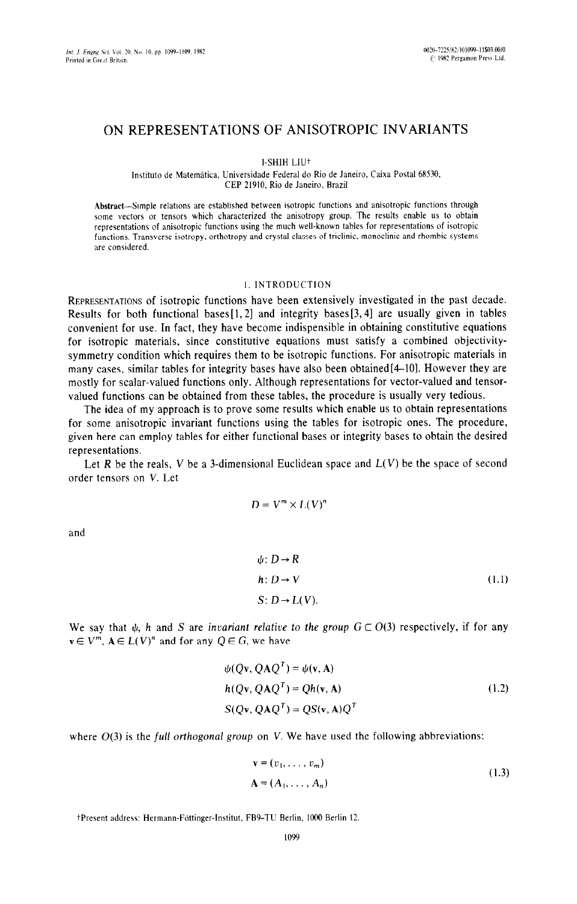# ON REPRESENTATIONS OF ANISOTROPIC INVARIANTS

I-SHIH LIU†

Instituto de Matemática, Universidade Federal do Rio de Janeiro, Caixa Postal 68530, CEP 21910, Rio de Janeiro, Brazil

**Abstract**—Simple relations are established between isotropic functions and anisotropic functions through some vectors or tensors which characterized the anisotropy group. The results enable us to obtain representations of anisotropic functions using the much well-known tables for representations of isotropic functions. Transverse isotropy, orthotropy and crystal classes of triclinic, monoclinic and rhombic systems are considered.

## 1. INTRODUCTION

REPRESENTATIONS of isotropic functions have been extensively investigated in the past decade. Results for both functional bases[1, 2] and integrity bases[3, 4] are usually given in tables convenient for use. In fact, they have become indispensible in obtaining constitutive equations for isotropic materials, since constitutive equations must satisfy a combined objectivity-symmetry condition which requires them to be isotropic functions. For anisotropic materials in many cases, similar tables for integrity bases have also been obtained[4–10]. However they are mostly for scalar-valued functions only. Although representations for vector-valued and tensor-valued functions can be obtained from these tables, the procedure is usually very tedious.

The idea of my approach is to prove some results which enable us to obtain representations for some anisotropic invariant functions using the tables for isotropic ones. The procedure, given here can employ tables for either functional bases or integrity bases to obtain the desired representations.

Let $R$ be the reals, $V$ be a 3-dimensional Euclidean space and $L(V)$ be the space of second order tensors on $V$. Let

$$D = V^m \times L(V)^n$$

and

$$\begin{aligned} \psi &: D \to R \\ h &: D \to V \\ S &: D \to L(V). \end{aligned} \tag{1.1}$$

We say that $\psi$, $h$ and $S$ are *invariant relative to the group* $G \subset O(3)$ respectively, if for any $\mathbf{v} \in V^m$, $\mathbf{A} \in L(V)^n$ and for any $Q \in G$, we have

$$\begin{aligned} \psi(Q\mathbf{v}, Q\mathbf{A}Q^T) &= \psi(\mathbf{v}, \mathbf{A}) \\ h(Q\mathbf{v}, Q\mathbf{A}Q^T) &= Qh(\mathbf{v}, \mathbf{A}) \\ S(Q\mathbf{v}, Q\mathbf{A}Q^T) &= QS(\mathbf{v}, \mathbf{A})Q^T \end{aligned} \tag{1.2}$$

where $O(3)$ is the *full orthogonal group* on $V$. We have used the following abbreviations:

$$\begin{aligned} \mathbf{v} &= (v_1, \ldots, v_m) \\ \mathbf{A} &= (A_1, \ldots, A_n) \end{aligned} \tag{1.3}$$

†Present address: Hermann-Föttinger-Institut, FB9-TU Berlin, 1000 Berlin 12.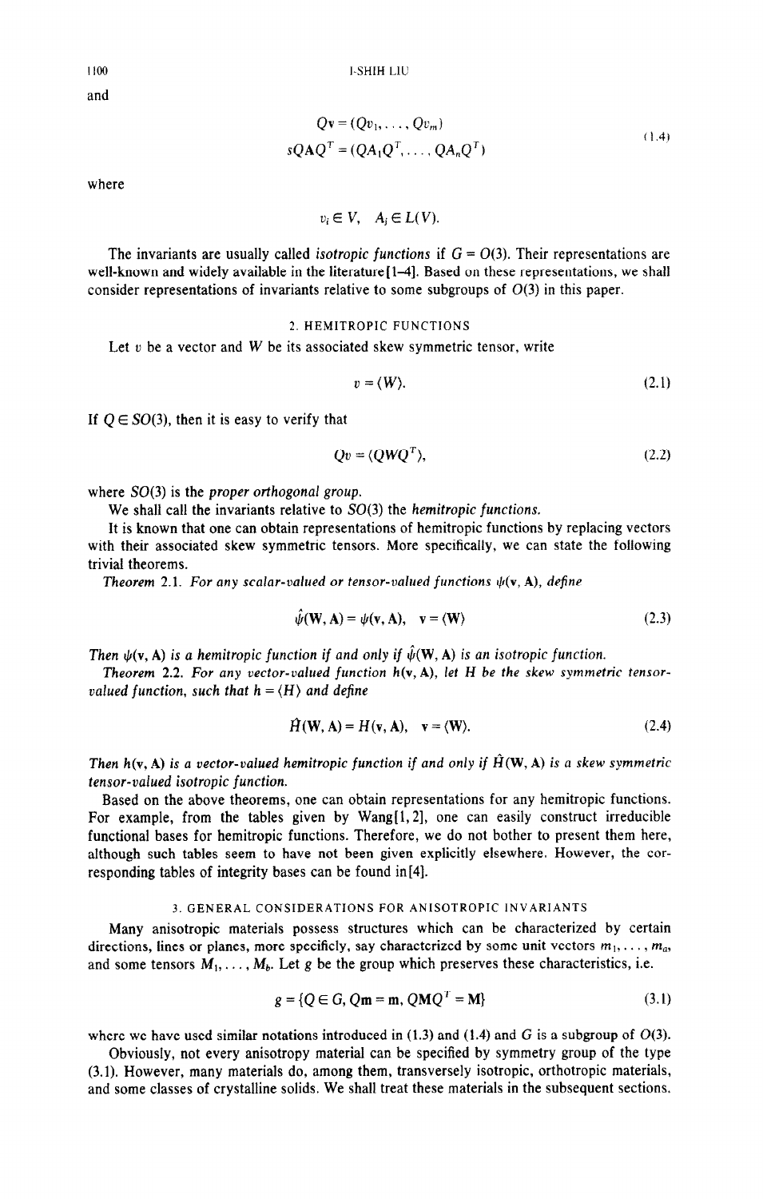and

$$
\begin{aligned}
Q\mathbf{v} &= (Qv_1, \ldots, Qv_m) \\
sQ\mathbf{A}Q^T &= (QA_1Q^T, \ldots, QA_nQ^T)
\end{aligned}
\tag{1.4}
$$

where

$$
v_i \in V, \quad A_j \in L(V).
$$

The invariants are usually called *isotropic functions* if $G = O(3)$. Their representations are well-known and widely available in the literature[1–4]. Based on these representations, we shall consider representations of invariants relative to some subgroups of $O(3)$ in this paper.

## 2. HEMITROPIC FUNCTIONS

Let $v$ be a vector and $W$ be its associated skew symmetric tensor, write

$$
v = \langle W \rangle. \tag{2.1}
$$

If $Q \in SO(3)$, then it is easy to verify that

$$
Qv = \langle QWQ^T \rangle, \tag{2.2}
$$

where $SO(3)$ is the *proper orthogonal group*.

We shall call the invariants relative to $SO(3)$ the *hemitropic functions*.

It is known that one can obtain representations of hemitropic functions by replacing vectors with their associated skew symmetric tensors. More specifically, we can state the following trivial theorems.

*Theorem* 2.1. *For any scalar-valued or tensor-valued functions $\psi(\mathbf{v}, \mathbf{A})$, define*

$$
\hat{\psi}(\mathbf{W}, \mathbf{A}) = \psi(\mathbf{v}, \mathbf{A}), \quad \mathbf{v} = \langle \mathbf{W} \rangle \tag{2.3}
$$

*Then $\psi(\mathbf{v}, \mathbf{A})$ is a hemitropic function if and only if $\hat{\psi}(\mathbf{W}, \mathbf{A})$ is an isotropic function.*

*Theorem* 2.2. *For any vector-valued function $h(\mathbf{v}, \mathbf{A})$, let $H$ be the skew symmetric tensor-valued function, such that $h = \langle H \rangle$ and define*

$$
\hat{H}(\mathbf{W}, \mathbf{A}) = H(\mathbf{v}, \mathbf{A}), \quad \mathbf{v} = \langle \mathbf{W} \rangle. \tag{2.4}
$$

*Then $h(\mathbf{v}, \mathbf{A})$ is a vector-valued hemitropic function if and only if $\hat{H}(\mathbf{W}, \mathbf{A})$ is a skew symmetric tensor-valued isotropic function.*

Based on the above theorems, one can obtain representations for any hemitropic functions. For example, from the tables given by Wang[1, 2], one can easily construct irreducible functional bases for hemitropic functions. Therefore, we do not bother to present them here, although such tables seem to have not been given explicitly elsewhere. However, the corresponding tables of integrity bases can be found in[4].

## 3. GENERAL CONSIDERATIONS FOR ANISOTROPIC INVARIANTS

Many anisotropic materials possess structures which can be characterized by certain directions, lines or planes, more specificly, say characterized by some unit vectors $m_1, \ldots, m_a$, and some tensors $M_1, \ldots, M_b$. Let $g$ be the group which preserves these characteristics, i.e.

$$
g = \{Q \in G, Q\mathbf{m} = \mathbf{m}, Q\mathbf{M}Q^T = \mathbf{M}\} \tag{3.1}
$$

where we have used similar notations introduced in (1.3) and (1.4) and $G$ is a subgroup of $O(3)$.

Obviously, not every anisotropy material can be specified by symmetry group of the type (3.1). However, many materials do, among them, transversely isotropic, orthotropic materials, and some classes of crystalline solids. We shall treat these materials in the subsequent sections.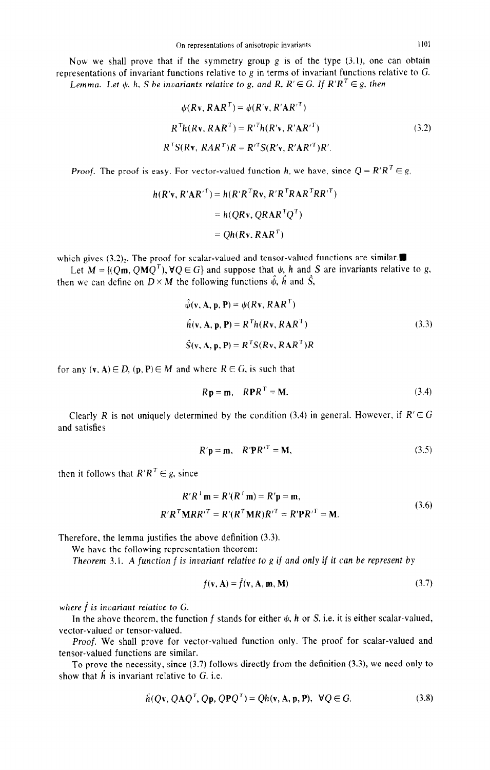Now we shall prove that if the symmetry group $g$ is of the type (3.1), one can obtain representations of invariant functions relative to $g$ in terms of invariant functions relative to $G$.

*Lemma.* *Let $\psi$, $h$, $S$ be invariants relative to $g$, and $R$, $R' \in G$. If $R'R^T \in g$, then*

$$\psi(R\mathbf{v}, R\mathbf{A}R^T) = \psi(R'\mathbf{v}, R'\mathbf{A}R'^T)$$

$$R^T h(R\mathbf{v}, R\mathbf{A}R^T) = R'^T h(R'\mathbf{v}, R'\mathbf{A}R'^T) \tag{3.2}$$

$$R^T S(R\mathbf{v}, R\mathbf{A}R^T)R = R'^T S(R'\mathbf{v}, R'\mathbf{A}R'^T)R'.$$

*Proof.* The proof is easy. For vector-valued function $h$, we have, since $Q = R'R^T \in g$,

$$\begin{aligned} h(R'\mathbf{v}, R'\mathbf{A}R'^T) &= h(R'R^T R\mathbf{v}, R'R^T R\mathbf{A}R^T RR'^T) \\ &= h(QR\mathbf{v}, QR\mathbf{A}R^T Q^T) \\ &= Qh(R\mathbf{v}, R\mathbf{A}R^T) \end{aligned}$$

which gives $(3.2)_2$. The proof for scalar-valued and tensor-valued functions are similar.■

Let $M = \{(Q\mathbf{m}, Q\mathbf{M}Q^T), \forall Q \in G\}$ and suppose that $\psi$, $h$ and $S$ are invariants relative to $g$, then we can define on $D \times M$ the following functions $\hat{\psi}$, $\hat{h}$ and $\hat{S}$,

$$\hat{\psi}(\mathbf{v}, \mathbf{A}, \mathbf{p}, \mathbf{P}) = \psi(R\mathbf{v}, R\mathbf{A}R^T)$$

$$\hat{h}(\mathbf{v}, \mathbf{A}, \mathbf{p}, \mathbf{P}) = R^T h(R\mathbf{v}, R\mathbf{A}R^T) \tag{3.3}$$

$$\hat{S}(\mathbf{v}, \mathbf{A}, \mathbf{p}, \mathbf{P}) = R^T S(R\mathbf{v}, R\mathbf{A}R^T)R$$

for any $(\mathbf{v}, \mathbf{A}) \in D$, $(\mathbf{p}, \mathbf{P}) \in M$ and where $R \in G$, is such that

$$R\mathbf{p} = \mathbf{m}, \quad R\mathbf{P}R^T = \mathbf{M}. \tag{3.4}$$

Clearly $R$ is not uniquely determined by the condition (3.4) in general. However, if $R' \in G$ and satisfies

$$R'\mathbf{p} = \mathbf{m}, \quad R'\mathbf{P}R'^T = \mathbf{M}, \tag{3.5}$$

then it follows that $R'R^T \in g$, since

$$\begin{aligned} R'R^T\mathbf{m} &= R'(R^T\mathbf{m}) = R'\mathbf{p} = \mathbf{m}, \\ R'R^T\mathbf{M}RR'^T &= R'(R^T\mathbf{M}R)R'^T = R'\mathbf{P}R'^T = \mathbf{M}. \end{aligned} \tag{3.6}$$

Therefore, the lemma justifies the above definition (3.3).

We have the following representation theorem:

*Theorem* 3.1. *A function $f$ is invariant relative to $g$ if and only if it can be represent by*

$$f(\mathbf{v}, \mathbf{A}) = \hat{f}(\mathbf{v}, \mathbf{A}, \mathbf{m}, \mathbf{M}) \tag{3.7}$$

*where $\hat{f}$ is invariant relative to $G$.*

In the above theorem, the function $f$ stands for either $\psi$, $h$ or $S$, i.e. it is either scalar-valued, vector-valued or tensor-valued.

*Proof.* We shall prove for vector-valued function only. The proof for scalar-valued and tensor-valued functions are similar.

To prove the necessity, since (3.7) follows directly from the definition (3.3), we need only to show that $\hat{h}$ is invariant relative to $G$. i.e.

$$\hat{h}(Q\mathbf{v}, Q\mathbf{A}Q^T, Q\mathbf{p}, Q\mathbf{P}Q^T) = Q\hat{h}(\mathbf{v}, \mathbf{A}, \mathbf{p}, \mathbf{P}), \quad \forall Q \in G. \tag{3.8}$$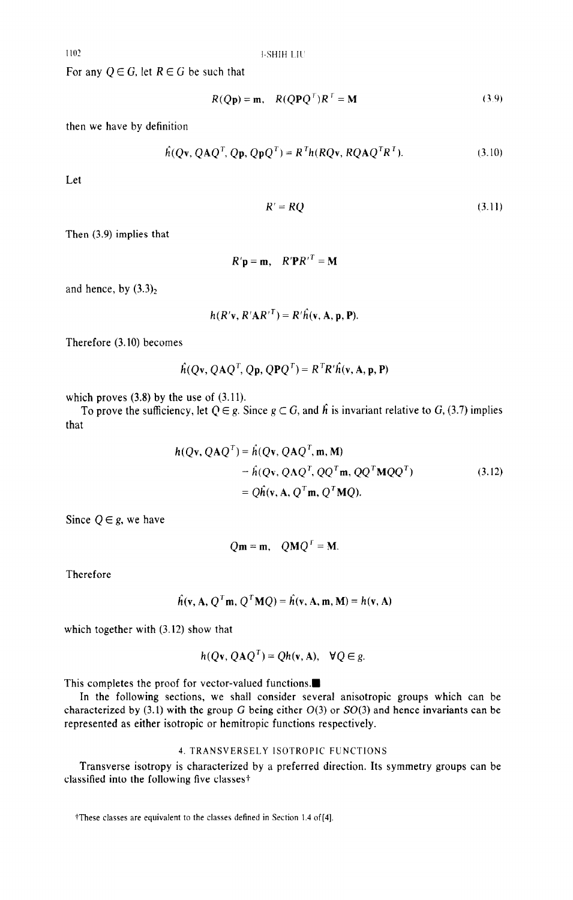For any $Q \in G$, let $R \in G$ be such that

$$R(Q\mathbf{p}) = \mathbf{m}, \quad R(Q\mathbf{P}Q^T)R^T = \mathbf{M} \tag{3.9}$$

then we have by definition

$$\hat{h}(Q\mathbf{v}, Q\mathbf{A}Q^T, Q\mathbf{p}, Q\mathbf{p}Q^T) = R^T h(RQ\mathbf{v}, RQ\mathbf{A}Q^T R^T). \tag{3.10}$$

Let

$$R' = RQ \tag{3.11}$$

Then (3.9) implies that

$$R'\mathbf{p} = \mathbf{m}, \quad R'\mathbf{P}R'^T = \mathbf{M}$$

and hence, by $(3.3)_2$

$$h(R'\mathbf{v}, R'\mathbf{A}R'^T) = R'\hat{h}(\mathbf{v}, \mathbf{A}, \mathbf{p}, \mathbf{P}).$$

Therefore (3.10) becomes

$$\hat{h}(Q\mathbf{v}, Q\mathbf{A}Q^T, Q\mathbf{p}, Q\mathbf{P}Q^T) = R^T R'\hat{h}(\mathbf{v}, \mathbf{A}, \mathbf{p}, \mathbf{P})$$

which proves (3.8) by the use of (3.11).

To prove the sufficiency, let $Q \in g$. Since $g \subset G$, and $\hat{h}$ is invariant relative to $G$, (3.7) implies that

$$\begin{aligned}
h(Q\mathbf{v}, Q\mathbf{A}Q^T) &= \hat{h}(Q\mathbf{v}, Q\mathbf{A}Q^T, \mathbf{m}, \mathbf{M}) \\
&= \hat{h}(Q\mathbf{v}, Q\mathbf{A}Q^T, QQ^T\mathbf{m}, QQ^T\mathbf{M}QQ^T) \\
&= Q\hat{h}(\mathbf{v}, \mathbf{A}, Q^T\mathbf{m}, Q^T\mathbf{M}Q).
\end{aligned} \tag{3.12}$$

Since $Q \in g$, we have

$$Q\mathbf{m} = \mathbf{m}, \quad Q\mathbf{M}Q^T = \mathbf{M}.$$

Therefore

$$\hat{h}(\mathbf{v}, \mathbf{A}, Q^T\mathbf{m}, Q^T\mathbf{M}Q) = \hat{h}(\mathbf{v}, \mathbf{A}, \mathbf{m}, \mathbf{M}) = h(\mathbf{v}, \mathbf{A})$$

which together with (3.12) show that

$$h(Q\mathbf{v}, Q\mathbf{A}Q^T) = Qh(\mathbf{v}, \mathbf{A}), \quad \forall Q \in g.$$

This completes the proof for vector-valued functions.■

In the following sections, we shall consider several anisotropic groups which can be characterized by (3.1) with the group $G$ being either $O(3)$ or $SO(3)$ and hence invariants can be represented as either isotropic or hemitropic functions respectively.

## 4. TRANSVERSELY ISOTROPIC FUNCTIONS

Transverse isotropy is characterized by a preferred direction. Its symmetry groups can be classified into the following five classes†

†These classes are equivalent to the classes defined in Section 1.4 of [4].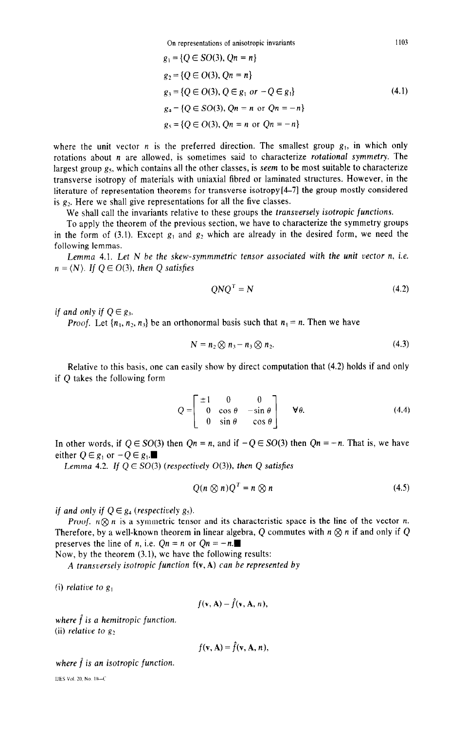$$
\begin{aligned}
g_1 &= \{Q \in SO(3), Qn = n\} \\
g_2 &= \{Q \in O(3), Qn = n\} \\
g_3 &= \{Q \in O(3), Q \in g_1 \text{ or } -Q \in g_1\} \\
g_4 &= \{Q \in SO(3), Qn = n \text{ or } Qn = -n\} \\
g_5 &= \{Q \in O(3), Qn = n \text{ or } Qn = -n\}
\end{aligned}
\tag{4.1}
$$

where the unit vector $n$ is the preferred direction. The smallest group $g_1$, in which only rotations about $n$ are allowed, is sometimes said to characterize *rotational symmetry*. The largest group $g_5$, which contains all the other classes, is *seem* to be most suitable to characterize transverse isotropy of materials with uniaxial fibred or laminated structures. However, in the literature of representation theorems for transverse isotropy[4–7] the group mostly considered is $g_2$. Here we shall give representations for all the five classes.

We shall call the invariants relative to these groups the *transversely isotropic functions*.

To apply the theorem of the previous section, we have to characterize the symmetry groups in the form of (3.1). Except $g_1$ and $g_2$ which are already in the desired form, we need the following lemmas.

*Lemma* 4.1. *Let $N$ be the skew-symmmetric tensor associated with the unit vector $n$, i.e. $n = \langle N \rangle$. If $Q \in O(3)$, then $Q$ satisfies*

$$
QNQ^T = N \tag{4.2}
$$

*if and only if $Q \in g_3$.*

*Proof.* Let $\{n_1, n_2, n_3\}$ be an orthonormal basis such that $n_1 = n$. Then we have

$$
N = n_2 \otimes n_3 - n_3 \otimes n_2. \tag{4.3}
$$

Relative to this basis, one can easily show by direct computation that (4.2) holds if and only if $Q$ takes the following form

$$
Q = \begin{bmatrix} \pm 1 & 0 & 0 \\ 0 & \cos\theta & -\sin\theta \\ 0 & \sin\theta & \cos\theta \end{bmatrix} \quad \forall\theta. \tag{4.4}
$$

In other words, if $Q \in SO(3)$ then $Qn = n$, and if $-Q \in SO(3)$ then $Qn = -n$. That is, we have either $Q \in g_1$ or $-Q \in g_1$.■

*Lemma* 4.2. *If $Q \in SO(3)$ (respectively $O(3)$), then $Q$ satisfies*

$$
Q(n \otimes n)Q^T = n \otimes n \tag{4.5}
$$

*if and only if $Q \in g_4$ (respectively $g_5$).*

*Proof.* $n \otimes n$ is a symmetric tensor and its characteristic space is the line of the vector $n$. Therefore, by a well-known theorem in linear algebra, $Q$ commutes with $n \otimes n$ if and only if $Q$ preserves the line of $n$, i.e. $Qn = n$ or $Qn = -n$.■

Now, by the theorem (3.1), we have the following results:

*A transversely isotropic function* $f(\mathbf{v}, \mathbf{A})$ *can be represented by*

(i) *relative to* $g_1$

$$
f(\mathbf{v}, \mathbf{A}) = \hat{f}(\mathbf{v}, \mathbf{A}, n),
$$

*where $\hat{f}$ is a hemitropic function.*

(ii) *relative to* $g_2$

$$
f(\mathbf{v}, \mathbf{A}) = \hat{f}(\mathbf{v}, \mathbf{A}, n),
$$

*where $\hat{f}$ is an isotropic function.*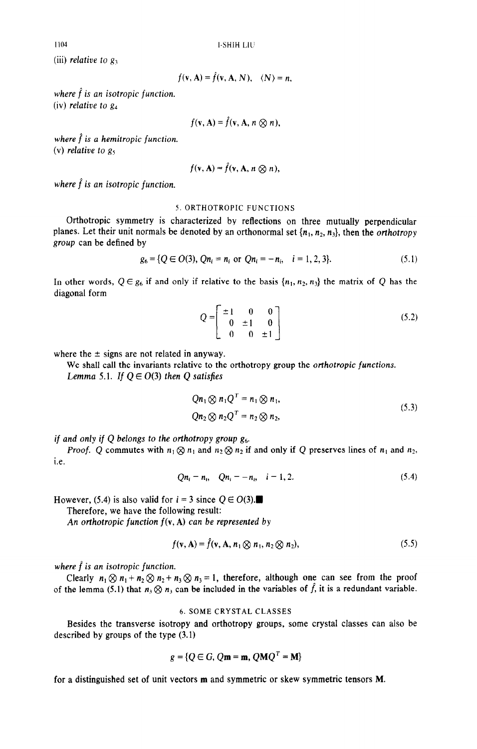(iii) *relative to* $g_3$

$$f(\mathbf{v}, \mathbf{A}) = \hat{f}(\mathbf{v}, \mathbf{A}, N), \quad \langle N \rangle = n,$$

*where* $\hat{f}$ *is an isotropic function.*

(iv) *relative to* $g_4$

$$f(\mathbf{v}, \mathbf{A}) = \hat{f}(\mathbf{v}, \mathbf{A}, n \otimes n),$$

*where* $\hat{f}$ *is a hemitropic function.*

(v) *relative to* $g_5$

$$f(\mathbf{v}, \mathbf{A}) = \hat{f}(\mathbf{v}, \mathbf{A}, n \otimes n),$$

*where* $\hat{f}$ *is an isotropic function.*

## 5. ORTHOTROPIC FUNCTIONS

Orthotropic symmetry is characterized by reflections on three mutually perpendicular planes. Let their unit normals be denoted by an orthonormal set $\{n_1, n_2, n_3\}$, then the *orthotropy group* can be defined by

$$g_6 = \{Q \in O(3), Qn_i = n_i \text{ or } Qn_i = -n_i, \quad i = 1, 2, 3\}. \tag{5.1}$$

In other words, $Q \in g_6$ if and only if relative to the basis $\{n_1, n_2, n_3\}$ the matrix of $Q$ has the diagonal form

$$Q = \begin{bmatrix} \pm 1 & 0 & 0 \\ 0 & \pm 1 & 0 \\ 0 & 0 & \pm 1 \end{bmatrix} \tag{5.2}$$

where the $\pm$ signs are not related in anyway.

We shall call the invariants relative to the orthotropy group the *orthotropic functions.*

*Lemma* 5.1. *If* $Q \in O(3)$ *then* $Q$ *satisfies*

$$\begin{aligned} Qn_1 \otimes n_1 Q^T &= n_1 \otimes n_1, \\ Qn_2 \otimes n_2 Q^T &= n_2 \otimes n_2, \end{aligned} \tag{5.3}$$

*if and only if* $Q$ *belongs to the orthotropy group* $g_6$.

*Proof.* $Q$ commutes with $n_1 \otimes n_1$ and $n_2 \otimes n_2$ if and only if $Q$ preserves lines of $n_1$ and $n_2$, i.e.

$$Qn_i = n_i, \quad Qn_i = -n_i, \quad i = 1, 2. \tag{5.4}$$

However, (5.4) is also valid for $i = 3$ since $Q \in O(3)$.■

Therefore, we have the following result:

*An orthotropic function* $f(\mathbf{v}, \mathbf{A})$ *can be represented by*

$$f(\mathbf{v}, \mathbf{A}) = \hat{f}(\mathbf{v}, \mathbf{A}, n_1 \otimes n_1, n_2 \otimes n_2), \tag{5.5}$$

*where* $\hat{f}$ *is an isotropic function.*

Clearly $n_1 \otimes n_1 + n_2 \otimes n_2 + n_3 \otimes n_3 = 1$, therefore, although one can see from the proof of the lemma (5.1) that $n_3 \otimes n_3$ can be included in the variables of $\hat{f}$, it is a redundant variable.

## 6. SOME CRYSTAL CLASSES

Besides the transverse isotropy and orthotropy groups, some crystal classes can also be described by groups of the type (3.1)

$$g = \{Q \in G, Q\mathbf{m} = \mathbf{m}, Q\mathbf{M}Q^T = \mathbf{M}\}$$

for a distinguished set of unit vectors $\mathbf{m}$ and symmetric or skew symmetric tensors $\mathbf{M}$.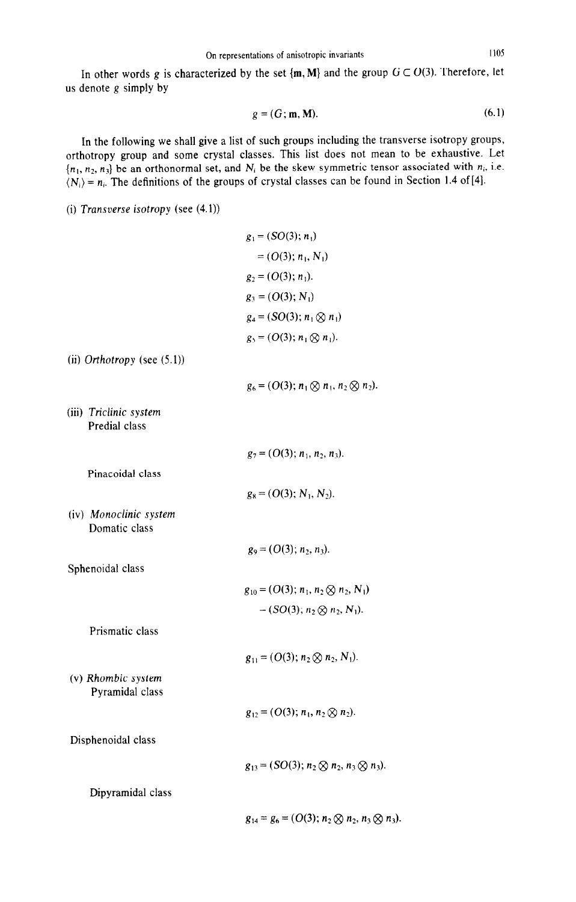In other words $g$ is characterized by the set $\{\mathbf{m}, \mathbf{M}\}$ and the group $G \subset O(3)$. Therefore, let us denote $g$ simply by

$$g = (G; \mathbf{m}, \mathbf{M}). \tag{6.1}$$

In the following we shall give a list of such groups including the transverse isotropy groups, orthotropy group and some crystal classes. This list does not mean to be exhaustive. Let $\{n_1, n_2, n_3\}$ be an orthonormal set, and $N_i$ be the skew symmetric tensor associated with $n_i$, i.e. $\langle N_i \rangle = n_i$. The definitions of the groups of crystal classes can be found in Section 1.4 of [4].

(i) *Transverse isotropy* (see (4.1))

$$g_1 = (SO(3); n_1)$$
$$= (O(3); n_1, N_1)$$
$$g_2 = (O(3); n_1).$$
$$g_3 = (O(3); N_1)$$
$$g_4 = (SO(3); n_1 \otimes n_1)$$
$$g_5 = (O(3); n_1 \otimes n_1).$$

(ii) *Orthotropy* (see (5.1))

$$g_6 = (O(3); n_1 \otimes n_1, n_2 \otimes n_2).$$

(iii) *Triclinic system*

Predial class

$$g_7 = (O(3); n_1, n_2, n_3).$$

Pinacoidal class

$$g_8 = (O(3); N_1, N_2).$$

(iv) *Monoclinic system*

Domatic class

$$g_9 = (O(3); n_2, n_3).$$

Sphenoidal class

$$g_{10} = (O(3); n_1, n_2 \otimes n_2, N_1)$$
$$= (SO(3); n_2 \otimes n_2, N_1).$$

Prismatic class

$$g_{11} = (O(3); n_2 \otimes n_2, N_1).$$

(v) *Rhombic system*

Pyramidal class

$$g_{12} = (O(3); n_1, n_2 \otimes n_2).$$

Disphenoidal class

$$g_{13} = (SO(3); n_2 \otimes n_2, n_3 \otimes n_3).$$

Dipyramidal class

$$g_{14} = g_6 = (O(3); n_2 \otimes n_2, n_3 \otimes n_3).$$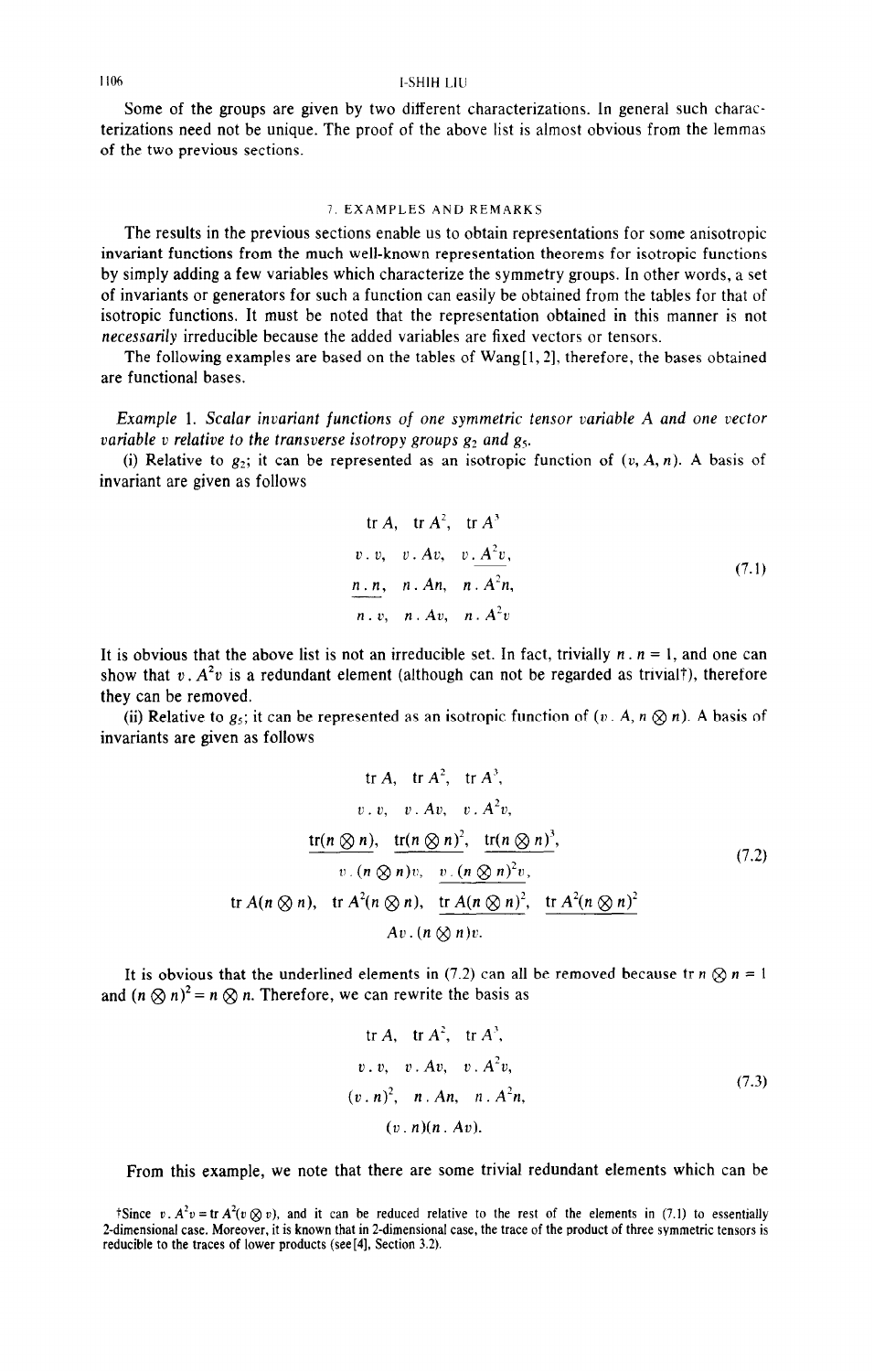Some of the groups are given by two different characterizations. In general such characterizations need not be unique. The proof of the above list is almost obvious from the lemmas of the two previous sections.

## 7. EXAMPLES AND REMARKS

The results in the previous sections enable us to obtain representations for some anisotropic invariant functions from the much well-known representation theorems for isotropic functions by simply adding a few variables which characterize the symmetry groups. In other words, a set of invariants or generators for such a function can easily be obtained from the tables for that of isotropic functions. It must be noted that the representation obtained in this manner is not *necessarily* irreducible because the added variables are fixed vectors or tensors.

The following examples are based on the tables of Wang[1, 2], therefore, the bases obtained are functional bases.

*Example 1. Scalar invariant functions of one symmetric tensor variable A and one vector variable v relative to the transverse isotropy groups $g_2$ and $g_5$.*

(i) Relative to $g_2$; it can be represented as an isotropic function of $(v, A, n)$. A basis of invariant are given as follows

$$
\begin{array}{ccc}
\operatorname{tr} A, & \operatorname{tr} A^2, & \operatorname{tr} A^3 \\
v \cdot v, & v \cdot Av, & \underline{v \cdot A^2 v}, \\
\underline{n \cdot n}, & n \cdot An, & n \cdot A^2 n, \\
n \cdot v, & n \cdot Av, & n \cdot A^2 v
\end{array}
\tag{7.1}
$$

It is obvious that the above list is not an irreducible set. In fact, trivially $n \cdot n = 1$, and one can show that $v \cdot A^2 v$ is a redundant element (although can not be regarded as trivial†), therefore they can be removed.

(ii) Relative to $g_5$; it can be represented as an isotropic function of $(v, A, n \otimes n)$. A basis of invariants are given as follows

$$
\begin{array}{c}
\operatorname{tr} A, \quad \operatorname{tr} A^2, \quad \operatorname{tr} A^3, \\
v \cdot v, \quad v \cdot Av, \quad v \cdot A^2 v, \\
\underline{\operatorname{tr}(n \otimes n)}, \quad \underline{\operatorname{tr}(n \otimes n)^2}, \quad \underline{\operatorname{tr}(n \otimes n)^3}, \\
v \cdot (n \otimes n) v, \quad \underline{v \cdot (n \otimes n)^2 v}, \\
\operatorname{tr} A(n \otimes n), \quad \operatorname{tr} A^2(n \otimes n), \quad \underline{\operatorname{tr} A(n \otimes n)^2}, \quad \underline{\operatorname{tr} A^2(n \otimes n)^2} \\
Av \cdot (n \otimes n) v.
\end{array}
\tag{7.2}
$$

It is obvious that the underlined elements in (7.2) can all be removed because $\operatorname{tr} n \otimes n = 1$ and $(n \otimes n)^2 = n \otimes n$. Therefore, we can rewrite the basis as

$$
\begin{array}{c}
\operatorname{tr} A, \quad \operatorname{tr} A^2, \quad \operatorname{tr} A^3, \\
v \cdot v, \quad v \cdot Av, \quad v \cdot A^2 v, \\
(v \cdot n)^2, \quad n \cdot An, \quad n \cdot A^2 n, \\
(v \cdot n)(n \cdot Av).
\end{array}
\tag{7.3}
$$

From this example, we note that there are some trivial redundant elements which can be

†Since $v \cdot A^2 v = \operatorname{tr} A^2(v \otimes v)$, and it can be reduced relative to the rest of the elements in (7.1) to essentially 2-dimensional case. Moreover, it is known that in 2-dimensional case, the trace of the product of three symmetric tensors is reducible to the traces of lower products (see [4], Section 3.2).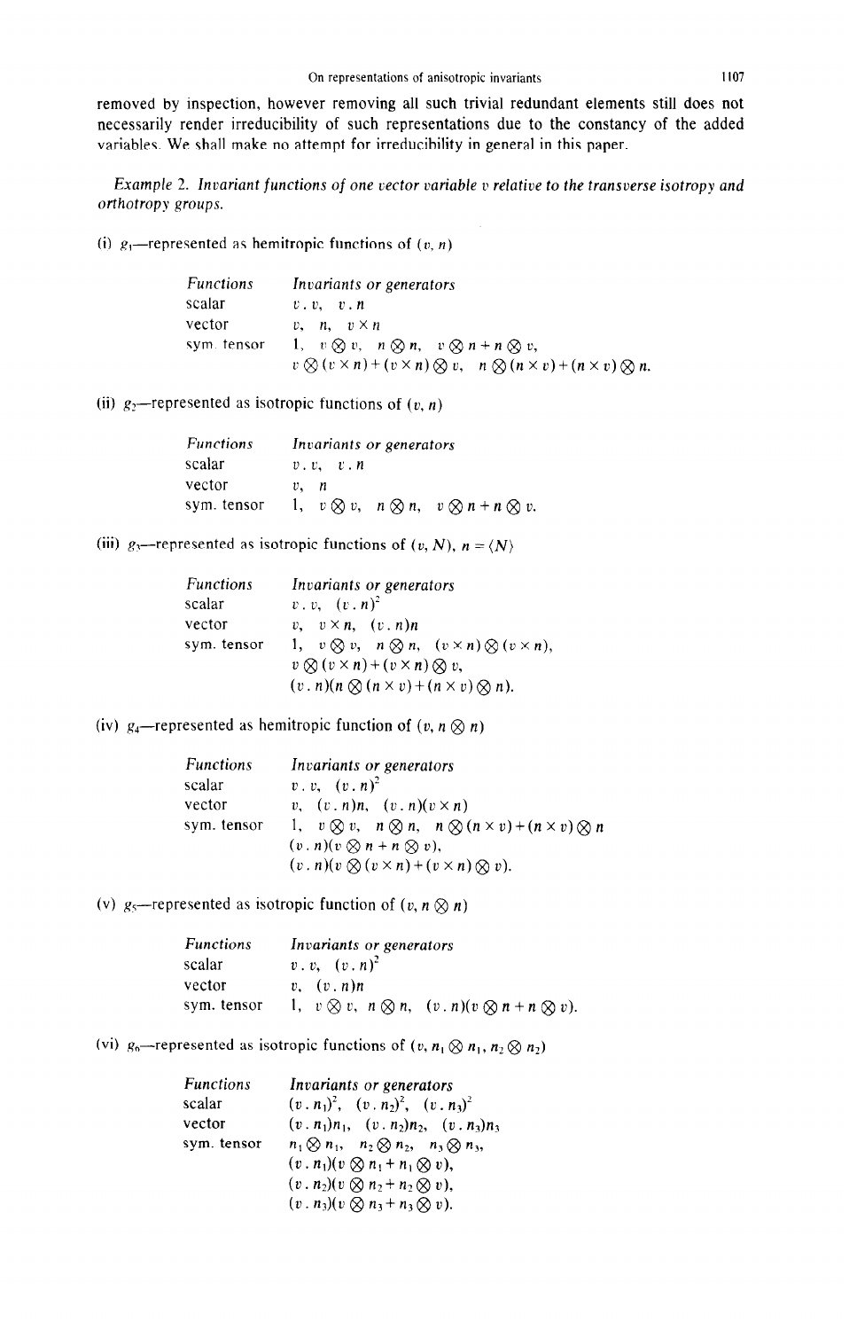removed by inspection, however removing all such trivial redundant elements still does not necessarily render irreducibility of such representations due to the constancy of the added variables. We shall make no attempt for irreducibility in general in this paper.

*Example 2. Invariant functions of one vector variable $v$ relative to the transverse isotropy and orthotropy groups.*

(i) $g_1$—represented as hemitropic functions of $(v, n)$

| *Functions* | *Invariants or generators* |
|---|---|
| scalar | $v \cdot v$, $v \cdot n$ |
| vector | $v$, $n$, $v \times n$ |
| sym. tensor | $1$, $v \otimes v$, $n \otimes n$, $v \otimes n + n \otimes v$, $v \otimes (v \times n) + (v \times n) \otimes v$, $n \otimes (n \times v) + (n \times v) \otimes n$. |

(ii) $g_2$—represented as isotropic functions of $(v, n)$

| *Functions* | *Invariants or generators* |
|---|---|
| scalar | $v \cdot v$, $v \cdot n$ |
| vector | $v$, $n$ |
| sym. tensor | $1$, $v \otimes v$, $n \otimes n$, $v \otimes n + n \otimes v$. |

(iii) $g_3$—represented as isotropic functions of $(v, N)$, $n = \langle N \rangle$

| *Functions* | *Invariants or generators* |
|---|---|
| scalar | $v \cdot v$, $(v \cdot n)^2$ |
| vector | $v$, $v \times n$, $(v \cdot n)n$ |
| sym. tensor | $1$, $v \otimes v$, $n \otimes n$, $(v \times n) \otimes (v \times n)$, $v \otimes (v \times n) + (v \times n) \otimes v$, $(v \cdot n)(n \otimes (n \times v) + (n \times v) \otimes n)$. |

(iv) $g_4$—represented as hemitropic function of $(v, n \otimes n)$

| *Functions* | *Invariants or generators* |
|---|---|
| scalar | $v \cdot v$, $(v \cdot n)^2$ |
| vector | $v$, $(v \cdot n)n$, $(v \cdot n)(v \times n)$ |
| sym. tensor | $1$, $v \otimes v$, $n \otimes n$, $n \otimes (n \times v) + (n \times v) \otimes n$, $(v \cdot n)(v \otimes n + n \otimes v)$, $(v \cdot n)(v \otimes (v \times n) + (v \times n) \otimes v)$. |

(v) $g_5$—represented as isotropic function of $(v, n \otimes n)$

| *Functions* | *Invariants or generators* |
|---|---|
| scalar | $v \cdot v$, $(v \cdot n)^2$ |
| vector | $v$, $(v \cdot n)n$ |
| sym. tensor | $1$, $v \otimes v$, $n \otimes n$, $(v \cdot n)(v \otimes n + n \otimes v)$. |

(vi) $g_6$—represented as isotropic functions of $(v, n_1 \otimes n_1, n_2 \otimes n_2)$

| *Functions* | *Invariants or generators* |
|---|---|
| scalar | $(v \cdot n_1)^2$, $(v \cdot n_2)^2$, $(v \cdot n_3)^2$ |
| vector | $(v \cdot n_1)n_1$, $(v \cdot n_2)n_2$, $(v \cdot n_3)n_3$ |
| sym. tensor | $n_1 \otimes n_1$, $n_2 \otimes n_2$, $n_3 \otimes n_3$, $(v \cdot n_1)(v \otimes n_1 + n_1 \otimes v)$, $(v \cdot n_2)(v \otimes n_2 + n_2 \otimes v)$, $(v \cdot n_3)(v \otimes n_3 + n_3 \otimes v)$. |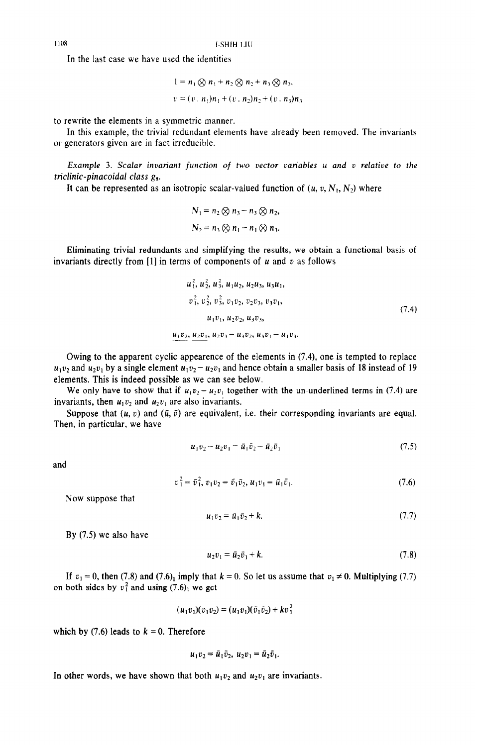In the last case we have used the identities

$$1 = n_1 \otimes n_1 + n_2 \otimes n_2 + n_3 \otimes n_3,$$

$$v = (v \cdot n_1)n_1 + (v \cdot n_2)n_2 + (v \cdot n_3)n_3$$

to rewrite the elements in a symmetric manner.

In this example, the trivial redundant elements have already been removed. The invariants or generators given are in fact irreducible.

*Example* 3. *Scalar invariant function of two vector variables u and v relative to the triclinic-pinacoidal class $g_8$.*

It can be represented as an isotropic scalar-valued function of $(u, v, N_1, N_2)$ where

$$N_1 = n_2 \otimes n_3 - n_3 \otimes n_2,$$

$$N_2 = n_3 \otimes n_1 - n_1 \otimes n_3.$$

Eliminating trivial redundants and simplifying the results, we obtain a functional basis of invariants directly from [1] in terms of components of $u$ and $v$ as follows

$$\begin{gathered} u_1^2,\ u_2^2,\ u_3^2,\ u_1u_2,\ u_2u_3,\ u_3u_1, \\ v_1^2,\ v_2^2,\ v_3^2,\ v_1v_2,\ v_2v_3,\ v_3v_1, \\ u_1v_1,\ u_2v_2,\ u_3v_3, \\ \underline{u_1v_2},\ \underline{u_2v_1},\ u_2v_3 - u_3v_2,\ u_3v_1 - u_1v_3. \end{gathered} \tag{7.4}$$

Owing to the apparent cyclic appearence of the elements in (7.4), one is tempted to replace $u_1v_2$ and $u_2v_1$ by a single element $u_1v_2 - u_2v_1$ and hence obtain a smaller basis of 18 instead of 19 elements. This is indeed possible as we can see below.

We only have to show that if $u_1v_2 - u_2v_1$ together with the un-underlined terms in (7.4) are invariants, then $u_1v_2$ and $u_2v_1$ are also invariants.

Suppose that $(u, v)$ and $(\bar{u}, \bar{v})$ are equivalent, i.e. their corresponding invariants are equal. Then, in particular, we have

$$u_1v_2 - u_2v_1 = \bar{u}_1\bar{v}_2 - \bar{u}_2\bar{v}_1 \tag{7.5}$$

and

$$v_1^2 = \bar{v}_1^2,\ v_1v_2 = \bar{v}_1\bar{v}_2,\ u_1v_1 = \bar{u}_1\bar{v}_1. \tag{7.6}$$

Now suppose that

$$u_1v_2 = \bar{u}_1\bar{v}_2 + k. \tag{7.7}$$

By (7.5) we also have

$$u_2v_1 = \bar{u}_2\bar{v}_1 + k. \tag{7.8}$$

If $v_1 = 0$, then (7.8) and $(7.6)_1$ imply that $k = 0$. So let us assume that $v_1 \neq 0$. Multiplying (7.7) on both sides by $v_1^2$ and using $(7.6)_1$ we get

$$(u_1v_1)(v_1v_2) = (\bar{u}_1\bar{v}_1)(\bar{v}_1\bar{v}_2) + kv_1^2$$

which by (7.6) leads to $k = 0$. Therefore

$$u_1v_2 = \bar{u}_1\bar{v}_2,\ u_2v_1 = \bar{u}_2\bar{v}_1.$$

In other words, we have shown that both $u_1v_2$ and $u_2v_1$ are invariants.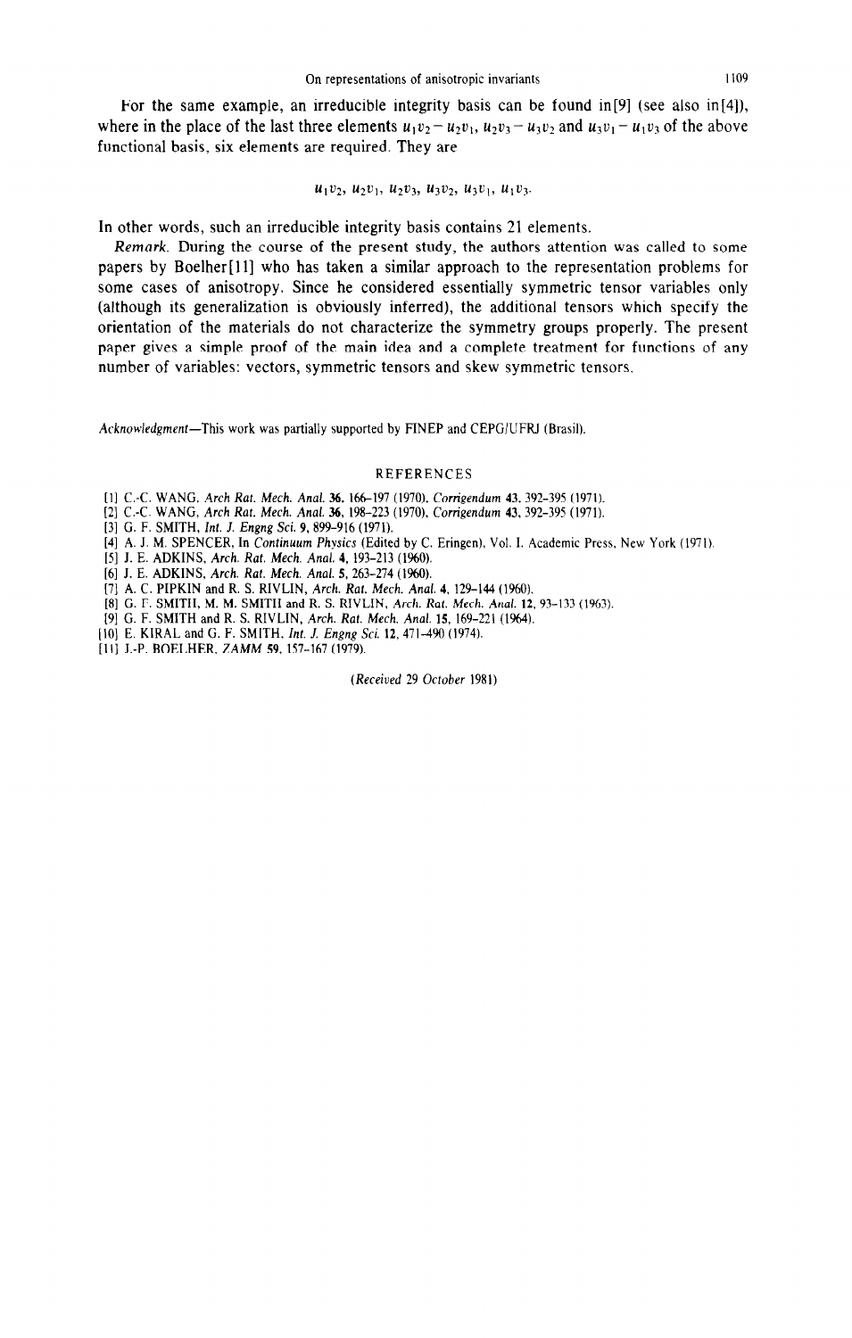For the same example, an irreducible integrity basis can be found in[9] (see also in[4]), where in the place of the last three elements $u_1v_2 - u_2v_1$, $u_2v_3 - u_3v_2$ and $u_3v_1 - u_1v_3$ of the above functional basis, six elements are required. They are

$$u_1v_2,\ u_2v_1,\ u_2v_3,\ u_3v_2,\ u_3v_1,\ u_1v_3.$$

In other words, such an irreducible integrity basis contains 21 elements.

*Remark.* During the course of the present study, the authors attention was called to some papers by Boelher[11] who has taken a similar approach to the representation problems for some cases of anisotropy. Since he considered essentially symmetric tensor variables only (although its generalization is obviously inferred), the additional tensors which specify the orientation of the materials do not characterize the symmetry groups properly. The present paper gives a simple proof of the main idea and a complete treatment for functions of any number of variables: vectors, symmetric tensors and skew symmetric tensors.

*Acknowledgment*—This work was partially supported by FINEP and CEPG/UFRJ (Brasil).

## REFERENCES

[1] C.-C. WANG, *Arch Rat. Mech. Anal.* **36**, 166–197 (1970), *Corrigendum* **43**, 392–395 (1971).
[2] C.-C. WANG, *Arch Rat. Mech. Anal.* **36**, 198–223 (1970), *Corrigendum* **43**, 392–395 (1971).
[3] G. F. SMITH, *Int. J. Engng Sci.* **9**, 899–916 (1971).
[4] A. J. M. SPENCER, In *Continuum Physics* (Edited by C. Eringen), Vol. I. Academic Press, New York (1971).
[5] J. E. ADKINS, *Arch. Rat. Mech. Anal.* **4**, 193–213 (1960).
[6] J. E. ADKINS, *Arch. Rat. Mech. Anal.* **5**, 263–274 (1960).
[7] A. C. PIPKIN and R. S. RIVLIN, *Arch. Rat. Mech. Anal.* **4**, 129–144 (1960).
[8] G. F. SMITH, M. M. SMITH and R. S. RIVLIN, *Arch. Rat. Mech. Anal.* **12**, 93–133 (1963).
[9] G. F. SMITH and R. S. RIVLIN, *Arch. Rat. Mech. Anal.* **15**, 169–221 (1964).
[10] E. KIRAL and G. F. SMITH, *Int. J. Engng Sci.* **12**, 471–490 (1974).
[11] J.-P. BOELHER, *ZAMM* **59**, 157–167 (1979).

*(Received 29 October 1981)*